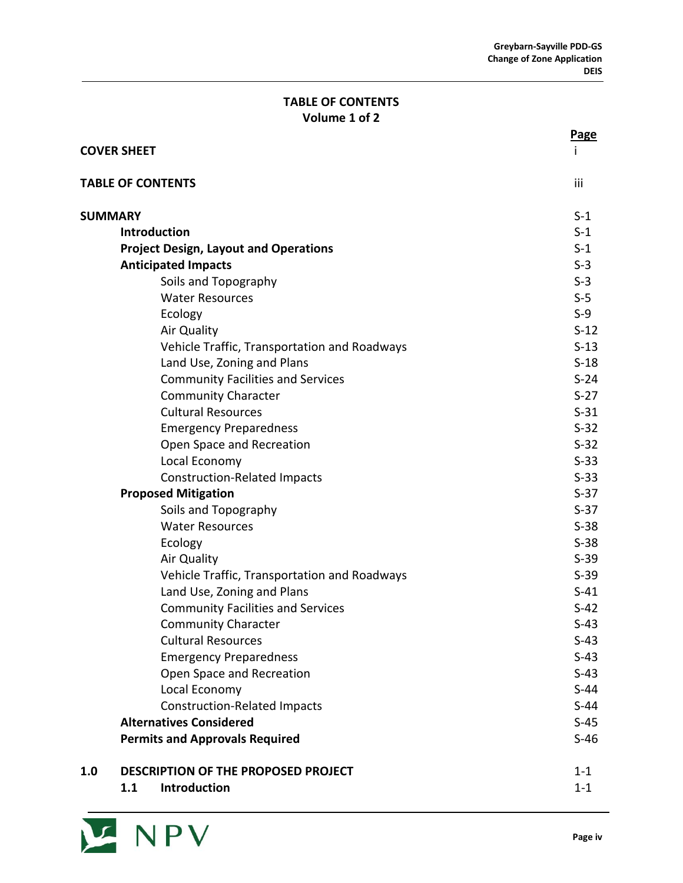# TABLE OF CONTENTS
## Volume 1 of 2

| | Page |
|---|---|
| **COVER SHEET** | i |
| **TABLE OF CONTENTS** | iii |
| **SUMMARY** | S-1 |
| **Introduction** | S-1 |
| **Project Design, Layout and Operations** | S-1 |
| **Anticipated Impacts** | S-3 |
| Soils and Topography | S-3 |
| Water Resources | S-5 |
| Ecology | S-9 |
| Air Quality | S-12 |
| Vehicle Traffic, Transportation and Roadways | S-13 |
| Land Use, Zoning and Plans | S-18 |
| Community Facilities and Services | S-24 |
| Community Character | S-27 |
| Cultural Resources | S-31 |
| Emergency Preparedness | S-32 |
| Open Space and Recreation | S-32 |
| Local Economy | S-33 |
| Construction-Related Impacts | S-33 |
| **Proposed Mitigation** | S-37 |
| Soils and Topography | S-37 |
| Water Resources | S-38 |
| Ecology | S-38 |
| Air Quality | S-39 |
| Vehicle Traffic, Transportation and Roadways | S-39 |
| Land Use, Zoning and Plans | S-41 |
| Community Facilities and Services | S-42 |
| Community Character | S-43 |
| Cultural Resources | S-43 |
| Emergency Preparedness | S-43 |
| Open Space and Recreation | S-43 |
| Local Economy | S-44 |
| Construction-Related Impacts | S-44 |
| **Alternatives Considered** | S-45 |
| **Permits and Approvals Required** | S-46 |
| **1.0 DESCRIPTION OF THE PROPOSED PROJECT** | 1-1 |
| **1.1 Introduction** | 1-1 |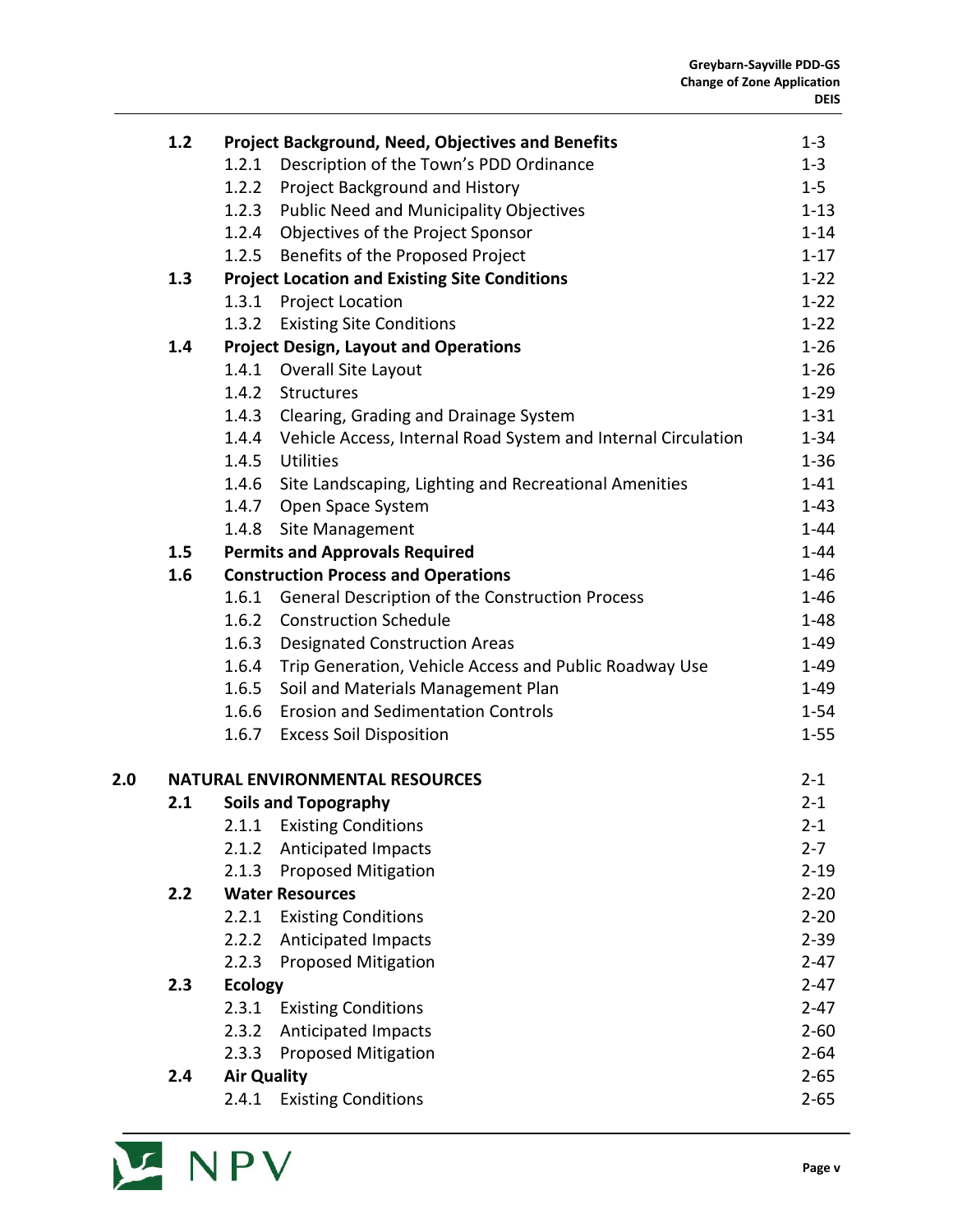| | | | |
|---|---|---|---|
| | **1.2** | **Project Background, Need, Objectives and Benefits** | 1-3 |
| | | 1.2.1 Description of the Town's PDD Ordinance | 1-3 |
| | | 1.2.2 Project Background and History | 1-5 |
| | | 1.2.3 Public Need and Municipality Objectives | 1-13 |
| | | 1.2.4 Objectives of the Project Sponsor | 1-14 |
| | | 1.2.5 Benefits of the Proposed Project | 1-17 |
| | **1.3** | **Project Location and Existing Site Conditions** | 1-22 |
| | | 1.3.1 Project Location | 1-22 |
| | | 1.3.2 Existing Site Conditions | 1-22 |
| | **1.4** | **Project Design, Layout and Operations** | 1-26 |
| | | 1.4.1 Overall Site Layout | 1-26 |
| | | 1.4.2 Structures | 1-29 |
| | | 1.4.3 Clearing, Grading and Drainage System | 1-31 |
| | | 1.4.4 Vehicle Access, Internal Road System and Internal Circulation | 1-34 |
| | | 1.4.5 Utilities | 1-36 |
| | | 1.4.6 Site Landscaping, Lighting and Recreational Amenities | 1-41 |
| | | 1.4.7 Open Space System | 1-43 |
| | | 1.4.8 Site Management | 1-44 |
| | **1.5** | **Permits and Approvals Required** | 1-44 |
| | **1.6** | **Construction Process and Operations** | 1-46 |
| | | 1.6.1 General Description of the Construction Process | 1-46 |
| | | 1.6.2 Construction Schedule | 1-48 |
| | | 1.6.3 Designated Construction Areas | 1-49 |
| | | 1.6.4 Trip Generation, Vehicle Access and Public Roadway Use | 1-49 |
| | | 1.6.5 Soil and Materials Management Plan | 1-49 |
| | | 1.6.6 Erosion and Sedimentation Controls | 1-54 |
| | | 1.6.7 Excess Soil Disposition | 1-55 |
| **2.0** | | **NATURAL ENVIRONMENTAL RESOURCES** | 2-1 |
| | **2.1** | **Soils and Topography** | 2-1 |
| | | 2.1.1 Existing Conditions | 2-1 |
| | | 2.1.2 Anticipated Impacts | 2-7 |
| | | 2.1.3 Proposed Mitigation | 2-19 |
| | **2.2** | **Water Resources** | 2-20 |
| | | 2.2.1 Existing Conditions | 2-20 |
| | | 2.2.2 Anticipated Impacts | 2-39 |
| | | 2.2.3 Proposed Mitigation | 2-47 |
| | **2.3** | **Ecology** | 2-47 |
| | | 2.3.1 Existing Conditions | 2-47 |
| | | 2.3.2 Anticipated Impacts | 2-60 |
| | | 2.3.3 Proposed Mitigation | 2-64 |
| | **2.4** | **Air Quality** | 2-65 |
| | | 2.4.1 Existing Conditions | 2-65 |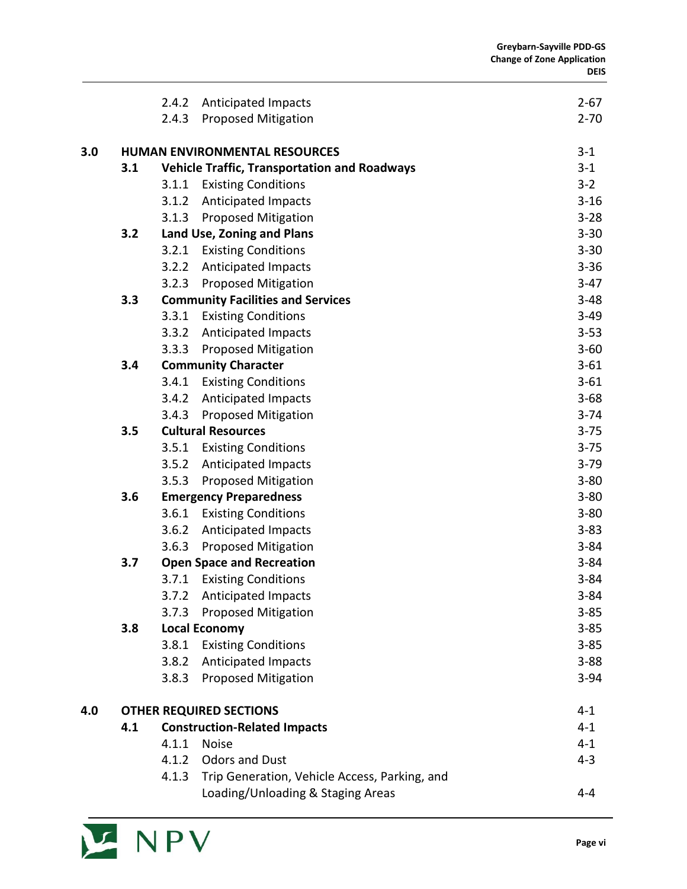| | | | |
|---|---|---|---|
| | | 2.4.2 Anticipated Impacts | 2-67 |
| | | 2.4.3 Proposed Mitigation | 2-70 |
| **3.0** | **HUMAN ENVIRONMENTAL RESOURCES** | | 3-1 |
| | **3.1** | **Vehicle Traffic, Transportation and Roadways** | 3-1 |
| | | 3.1.1 Existing Conditions | 3-2 |
| | | 3.1.2 Anticipated Impacts | 3-16 |
| | | 3.1.3 Proposed Mitigation | 3-28 |
| | **3.2** | **Land Use, Zoning and Plans** | 3-30 |
| | | 3.2.1 Existing Conditions | 3-30 |
| | | 3.2.2 Anticipated Impacts | 3-36 |
| | | 3.2.3 Proposed Mitigation | 3-47 |
| | **3.3** | **Community Facilities and Services** | 3-48 |
| | | 3.3.1 Existing Conditions | 3-49 |
| | | 3.3.2 Anticipated Impacts | 3-53 |
| | | 3.3.3 Proposed Mitigation | 3-60 |
| | **3.4** | **Community Character** | 3-61 |
| | | 3.4.1 Existing Conditions | 3-61 |
| | | 3.4.2 Anticipated Impacts | 3-68 |
| | | 3.4.3 Proposed Mitigation | 3-74 |
| | **3.5** | **Cultural Resources** | 3-75 |
| | | 3.5.1 Existing Conditions | 3-75 |
| | | 3.5.2 Anticipated Impacts | 3-79 |
| | | 3.5.3 Proposed Mitigation | 3-80 |
| | **3.6** | **Emergency Preparedness** | 3-80 |
| | | 3.6.1 Existing Conditions | 3-80 |
| | | 3.6.2 Anticipated Impacts | 3-83 |
| | | 3.6.3 Proposed Mitigation | 3-84 |
| | **3.7** | **Open Space and Recreation** | 3-84 |
| | | 3.7.1 Existing Conditions | 3-84 |
| | | 3.7.2 Anticipated Impacts | 3-84 |
| | | 3.7.3 Proposed Mitigation | 3-85 |
| | **3.8** | **Local Economy** | 3-85 |
| | | 3.8.1 Existing Conditions | 3-85 |
| | | 3.8.2 Anticipated Impacts | 3-88 |
| | | 3.8.3 Proposed Mitigation | 3-94 |
| **4.0** | **OTHER REQUIRED SECTIONS** | | 4-1 |
| | **4.1** | **Construction-Related Impacts** | 4-1 |
| | | 4.1.1 Noise | 4-1 |
| | | 4.1.2 Odors and Dust | 4-3 |
| | | 4.1.3 Trip Generation, Vehicle Access, Parking, and Loading/Unloading & Staging Areas | 4-4 |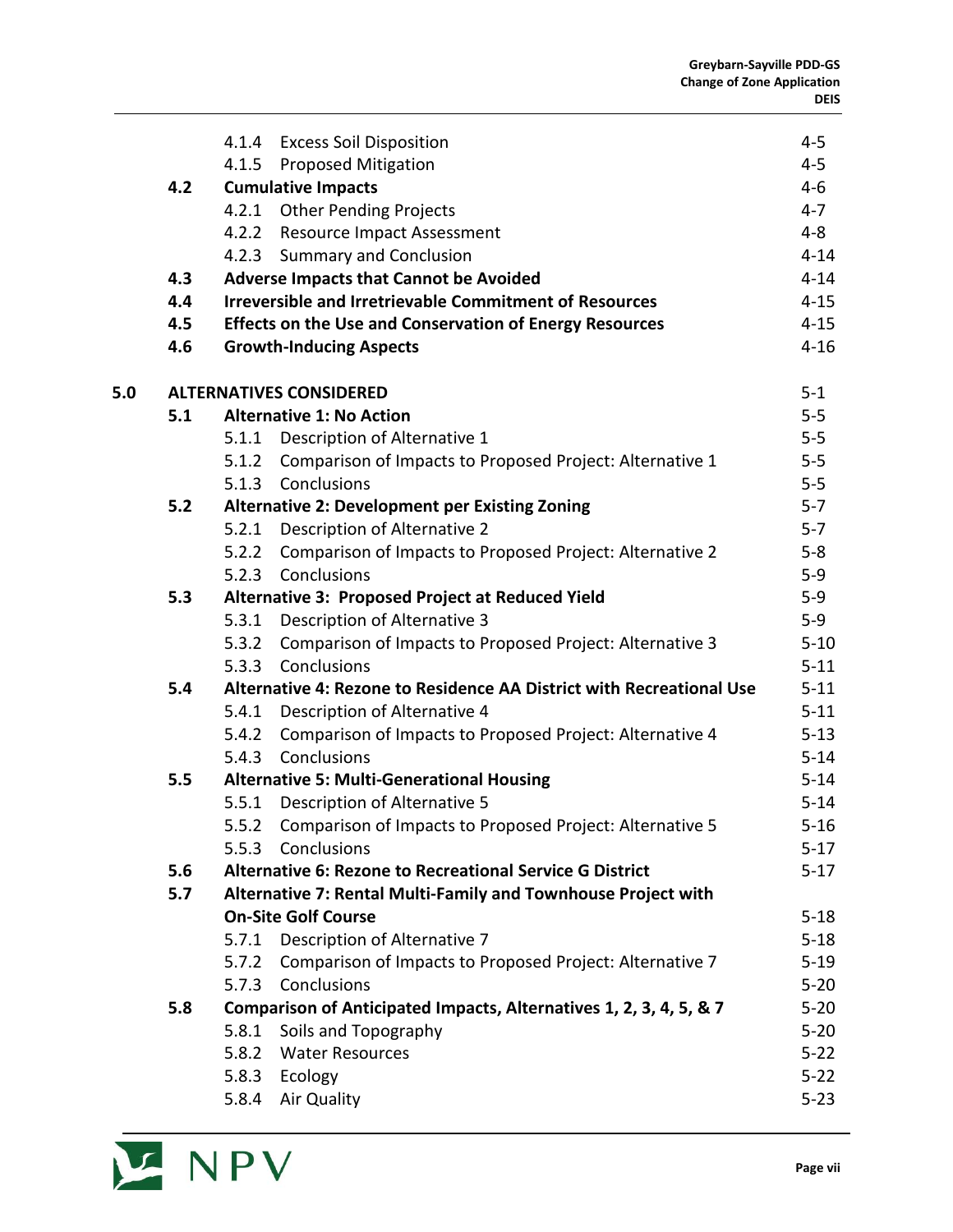| | | | |
|---|---|---|---|
| | | 4.1.4 Excess Soil Disposition | 4-5 |
| | | 4.1.5 Proposed Mitigation | 4-5 |
| | **4.2** | **Cumulative Impacts** | 4-6 |
| | | 4.2.1 Other Pending Projects | 4-7 |
| | | 4.2.2 Resource Impact Assessment | 4-8 |
| | | 4.2.3 Summary and Conclusion | 4-14 |
| | **4.3** | **Adverse Impacts that Cannot be Avoided** | 4-14 |
| | **4.4** | **Irreversible and Irretrievable Commitment of Resources** | 4-15 |
| | **4.5** | **Effects on the Use and Conservation of Energy Resources** | 4-15 |
| | **4.6** | **Growth-Inducing Aspects** | 4-16 |
| **5.0** | | **ALTERNATIVES CONSIDERED** | 5-1 |
| | **5.1** | **Alternative 1: No Action** | 5-5 |
| | | 5.1.1 Description of Alternative 1 | 5-5 |
| | | 5.1.2 Comparison of Impacts to Proposed Project: Alternative 1 | 5-5 |
| | | 5.1.3 Conclusions | 5-5 |
| | **5.2** | **Alternative 2: Development per Existing Zoning** | 5-7 |
| | | 5.2.1 Description of Alternative 2 | 5-7 |
| | | 5.2.2 Comparison of Impacts to Proposed Project: Alternative 2 | 5-8 |
| | | 5.2.3 Conclusions | 5-9 |
| | **5.3** | **Alternative 3: Proposed Project at Reduced Yield** | 5-9 |
| | | 5.3.1 Description of Alternative 3 | 5-9 |
| | | 5.3.2 Comparison of Impacts to Proposed Project: Alternative 3 | 5-10 |
| | | 5.3.3 Conclusions | 5-11 |
| | **5.4** | **Alternative 4: Rezone to Residence AA District with Recreational Use** | 5-11 |
| | | 5.4.1 Description of Alternative 4 | 5-11 |
| | | 5.4.2 Comparison of Impacts to Proposed Project: Alternative 4 | 5-13 |
| | | 5.4.3 Conclusions | 5-14 |
| | **5.5** | **Alternative 5: Multi-Generational Housing** | 5-14 |
| | | 5.5.1 Description of Alternative 5 | 5-14 |
| | | 5.5.2 Comparison of Impacts to Proposed Project: Alternative 5 | 5-16 |
| | | 5.5.3 Conclusions | 5-17 |
| | **5.6** | **Alternative 6: Rezone to Recreational Service G District** | 5-17 |
| | **5.7** | **Alternative 7: Rental Multi-Family and Townhouse Project with On-Site Golf Course** | 5-18 |
| | | 5.7.1 Description of Alternative 7 | 5-18 |
| | | 5.7.2 Comparison of Impacts to Proposed Project: Alternative 7 | 5-19 |
| | | 5.7.3 Conclusions | 5-20 |
| | **5.8** | **Comparison of Anticipated Impacts, Alternatives 1, 2, 3, 4, 5, & 7** | 5-20 |
| | | 5.8.1 Soils and Topography | 5-20 |
| | | 5.8.2 Water Resources | 5-22 |
| | | 5.8.3 Ecology | 5-22 |
| | | 5.8.4 Air Quality | 5-23 |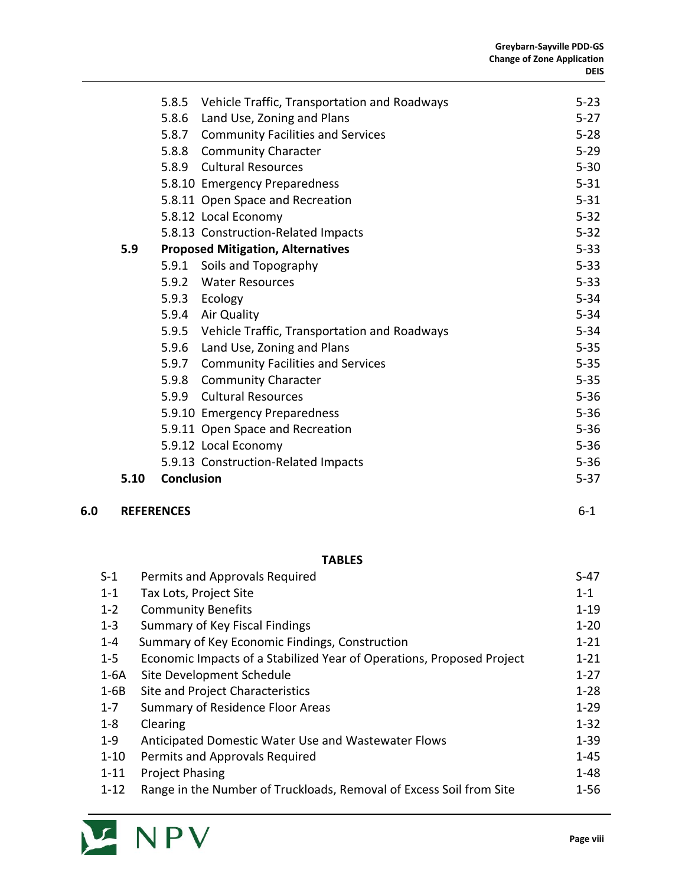| | | |
|---|---|---|
| 5.8.5 | Vehicle Traffic, Transportation and Roadways | 5-23 |
| 5.8.6 | Land Use, Zoning and Plans | 5-27 |
| 5.8.7 | Community Facilities and Services | 5-28 |
| 5.8.8 | Community Character | 5-29 |
| 5.8.9 | Cultural Resources | 5-30 |
| 5.8.10 | Emergency Preparedness | 5-31 |
| 5.8.11 | Open Space and Recreation | 5-31 |
| 5.8.12 | Local Economy | 5-32 |
| 5.8.13 | Construction-Related Impacts | 5-32 |
| **5.9** | **Proposed Mitigation, Alternatives** | 5-33 |
| 5.9.1 | Soils and Topography | 5-33 |
| 5.9.2 | Water Resources | 5-33 |
| 5.9.3 | Ecology | 5-34 |
| 5.9.4 | Air Quality | 5-34 |
| 5.9.5 | Vehicle Traffic, Transportation and Roadways | 5-34 |
| 5.9.6 | Land Use, Zoning and Plans | 5-35 |
| 5.9.7 | Community Facilities and Services | 5-35 |
| 5.9.8 | Community Character | 5-35 |
| 5.9.9 | Cultural Resources | 5-36 |
| 5.9.10 | Emergency Preparedness | 5-36 |
| 5.9.11 | Open Space and Recreation | 5-36 |
| 5.9.12 | Local Economy | 5-36 |
| 5.9.13 | Construction-Related Impacts | 5-36 |
| **5.10** | **Conclusion** | 5-37 |
| **6.0** | **REFERENCES** | 6-1 |

**TABLES**

| | | |
|---|---|---|
| S-1 | Permits and Approvals Required | S-47 |
| 1-1 | Tax Lots, Project Site | 1-1 |
| 1-2 | Community Benefits | 1-19 |
| 1-3 | Summary of Key Fiscal Findings | 1-20 |
| 1-4 | Summary of Key Economic Findings, Construction | 1-21 |
| 1-5 | Economic Impacts of a Stabilized Year of Operations, Proposed Project | 1-21 |
| 1-6A | Site Development Schedule | 1-27 |
| 1-6B | Site and Project Characteristics | 1-28 |
| 1-7 | Summary of Residence Floor Areas | 1-29 |
| 1-8 | Clearing | 1-32 |
| 1-9 | Anticipated Domestic Water Use and Wastewater Flows | 1-39 |
| 1-10 | Permits and Approvals Required | 1-45 |
| 1-11 | Project Phasing | 1-48 |
| 1-12 | Range in the Number of Truckloads, Removal of Excess Soil from Site | 1-56 |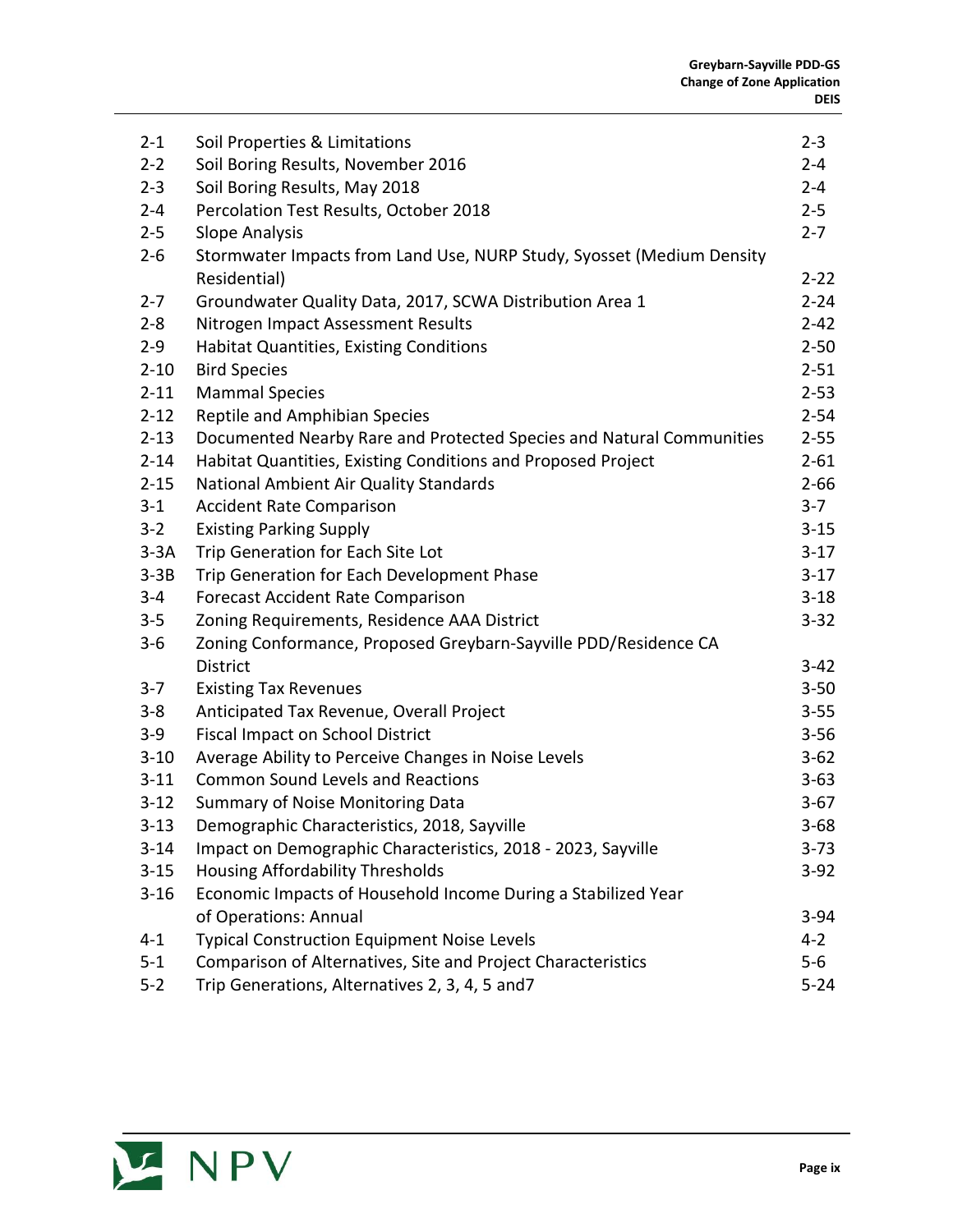| | | |
|---|---|---|
| 2-1 | Soil Properties & Limitations | 2-3 |
| 2-2 | Soil Boring Results, November 2016 | 2-4 |
| 2-3 | Soil Boring Results, May 2018 | 2-4 |
| 2-4 | Percolation Test Results, October 2018 | 2-5 |
| 2-5 | Slope Analysis | 2-7 |
| 2-6 | Stormwater Impacts from Land Use, NURP Study, Syosset (Medium Density Residential) | 2-22 |
| 2-7 | Groundwater Quality Data, 2017, SCWA Distribution Area 1 | 2-24 |
| 2-8 | Nitrogen Impact Assessment Results | 2-42 |
| 2-9 | Habitat Quantities, Existing Conditions | 2-50 |
| 2-10 | Bird Species | 2-51 |
| 2-11 | Mammal Species | 2-53 |
| 2-12 | Reptile and Amphibian Species | 2-54 |
| 2-13 | Documented Nearby Rare and Protected Species and Natural Communities | 2-55 |
| 2-14 | Habitat Quantities, Existing Conditions and Proposed Project | 2-61 |
| 2-15 | National Ambient Air Quality Standards | 2-66 |
| 3-1 | Accident Rate Comparison | 3-7 |
| 3-2 | Existing Parking Supply | 3-15 |
| 3-3A | Trip Generation for Each Site Lot | 3-17 |
| 3-3B | Trip Generation for Each Development Phase | 3-17 |
| 3-4 | Forecast Accident Rate Comparison | 3-18 |
| 3-5 | Zoning Requirements, Residence AAA District | 3-32 |
| 3-6 | Zoning Conformance, Proposed Greybarn-Sayville PDD/Residence CA District | 3-42 |
| 3-7 | Existing Tax Revenues | 3-50 |
| 3-8 | Anticipated Tax Revenue, Overall Project | 3-55 |
| 3-9 | Fiscal Impact on School District | 3-56 |
| 3-10 | Average Ability to Perceive Changes in Noise Levels | 3-62 |
| 3-11 | Common Sound Levels and Reactions | 3-63 |
| 3-12 | Summary of Noise Monitoring Data | 3-67 |
| 3-13 | Demographic Characteristics, 2018, Sayville | 3-68 |
| 3-14 | Impact on Demographic Characteristics, 2018 - 2023, Sayville | 3-73 |
| 3-15 | Housing Affordability Thresholds | 3-92 |
| 3-16 | Economic Impacts of Household Income During a Stabilized Year of Operations: Annual | 3-94 |
| 4-1 | Typical Construction Equipment Noise Levels | 4-2 |
| 5-1 | Comparison of Alternatives, Site and Project Characteristics | 5-6 |
| 5-2 | Trip Generations, Alternatives 2, 3, 4, 5 and7 | 5-24 |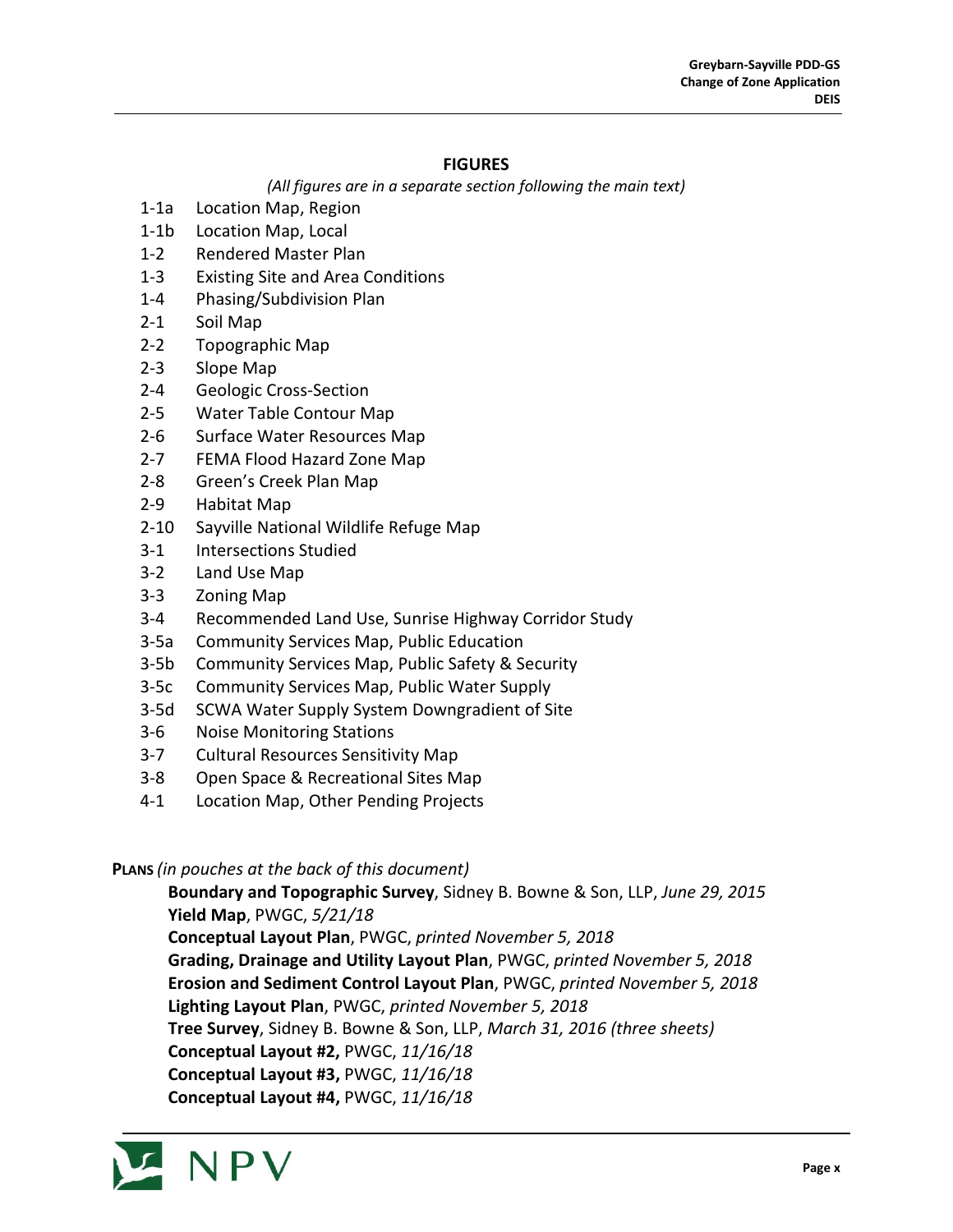## FIGURES

*(All figures are in a separate section following the main text)*

- 1-1a Location Map, Region
- 1-1b Location Map, Local
- 1-2 Rendered Master Plan
- 1-3 Existing Site and Area Conditions
- 1-4 Phasing/Subdivision Plan
- 2-1 Soil Map
- 2-2 Topographic Map
- 2-3 Slope Map
- 2-4 Geologic Cross-Section
- 2-5 Water Table Contour Map
- 2-6 Surface Water Resources Map
- 2-7 FEMA Flood Hazard Zone Map
- 2-8 Green's Creek Plan Map
- 2-9 Habitat Map
- 2-10 Sayville National Wildlife Refuge Map
- 3-1 Intersections Studied
- 3-2 Land Use Map
- 3-3 Zoning Map
- 3-4 Recommended Land Use, Sunrise Highway Corridor Study
- 3-5a Community Services Map, Public Education
- 3-5b Community Services Map, Public Safety & Security
- 3-5c Community Services Map, Public Water Supply
- 3-5d SCWA Water Supply System Downgradient of Site
- 3-6 Noise Monitoring Stations
- 3-7 Cultural Resources Sensitivity Map
- 3-8 Open Space & Recreational Sites Map
- 4-1 Location Map, Other Pending Projects

**PLANS** *(in pouches at the back of this document)*

- **Boundary and Topographic Survey**, Sidney B. Bowne & Son, LLP, *June 29, 2015*
- **Yield Map**, PWGC, *5/21/18*
- **Conceptual Layout Plan**, PWGC, *printed November 5, 2018*
- **Grading, Drainage and Utility Layout Plan**, PWGC, *printed November 5, 2018*
- **Erosion and Sediment Control Layout Plan**, PWGC, *printed November 5, 2018*
- **Lighting Layout Plan**, PWGC, *printed November 5, 2018*
- **Tree Survey**, Sidney B. Bowne & Son, LLP, *March 31, 2016 (three sheets)*
- **Conceptual Layout #2,** PWGC, *11/16/18*
- **Conceptual Layout #3,** PWGC, *11/16/18*
- **Conceptual Layout #4,** PWGC, *11/16/18*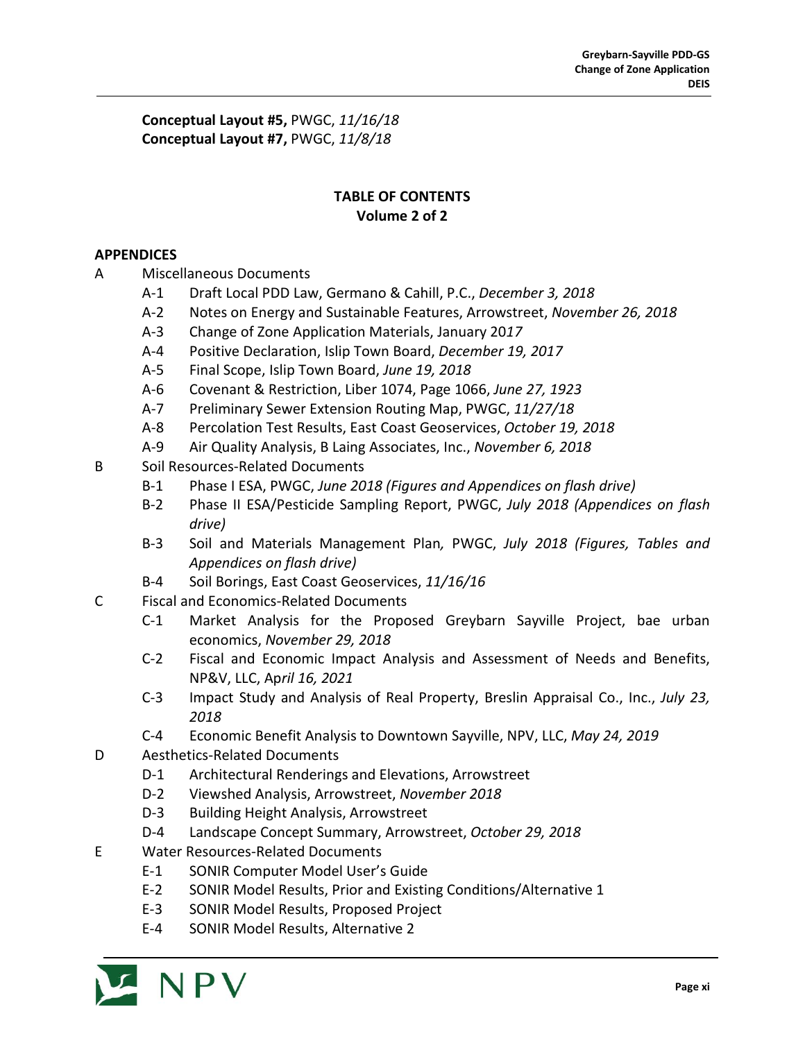**Conceptual Layout #5,** PWGC, *11/16/18*
**Conceptual Layout #7,** PWGC, *11/8/18*

## TABLE OF CONTENTS
## Volume 2 of 2

**APPENDICES**

- A Miscellaneous Documents
  - A-1 Draft Local PDD Law, Germano & Cahill, P.C., *December 3, 2018*
  - A-2 Notes on Energy and Sustainable Features, Arrowstreet, *November 26, 2018*
  - A-3 Change of Zone Application Materials, January 20*17*
  - A-4 Positive Declaration, Islip Town Board, *December 19, 2017*
  - A-5 Final Scope, Islip Town Board, *June 19, 2018*
  - A-6 Covenant & Restriction, Liber 1074, Page 1066, *June 27, 1923*
  - A-7 Preliminary Sewer Extension Routing Map, PWGC, *11/27/18*
  - A-8 Percolation Test Results, East Coast Geoservices, *October 19, 2018*
  - A-9 Air Quality Analysis, B Laing Associates, Inc., *November 6, 2018*
- B Soil Resources-Related Documents
  - B-1 Phase I ESA, PWGC, *June 2018 (Figures and Appendices on flash drive)*
  - B-2 Phase II ESA/Pesticide Sampling Report, PWGC, *July 2018 (Appendices on flash drive)*
  - B-3 Soil and Materials Management Plan*,* PWGC, *July 2018 (Figures, Tables and Appendices on flash drive)*
  - B-4 Soil Borings, East Coast Geoservices, *11/16/16*
- C Fiscal and Economics-Related Documents
  - C-1 Market Analysis for the Proposed Greybarn Sayville Project, bae urban economics, *November 29, 2018*
  - C-2 Fiscal and Economic Impact Analysis and Assessment of Needs and Benefits, NP&V, LLC, Ap*ril 16, 2021*
  - C-3 Impact Study and Analysis of Real Property, Breslin Appraisal Co., Inc., *July 23, 2018*
  - C-4 Economic Benefit Analysis to Downtown Sayville, NPV, LLC, *May 24, 2019*
- D Aesthetics-Related Documents
  - D-1 Architectural Renderings and Elevations, Arrowstreet
  - D-2 Viewshed Analysis, Arrowstreet, *November 2018*
  - D-3 Building Height Analysis, Arrowstreet
  - D-4 Landscape Concept Summary, Arrowstreet, *October 29, 2018*
- E Water Resources-Related Documents
  - E-1 SONIR Computer Model User's Guide
  - E-2 SONIR Model Results, Prior and Existing Conditions/Alternative 1
  - E-3 SONIR Model Results, Proposed Project
  - E-4 SONIR Model Results, Alternative 2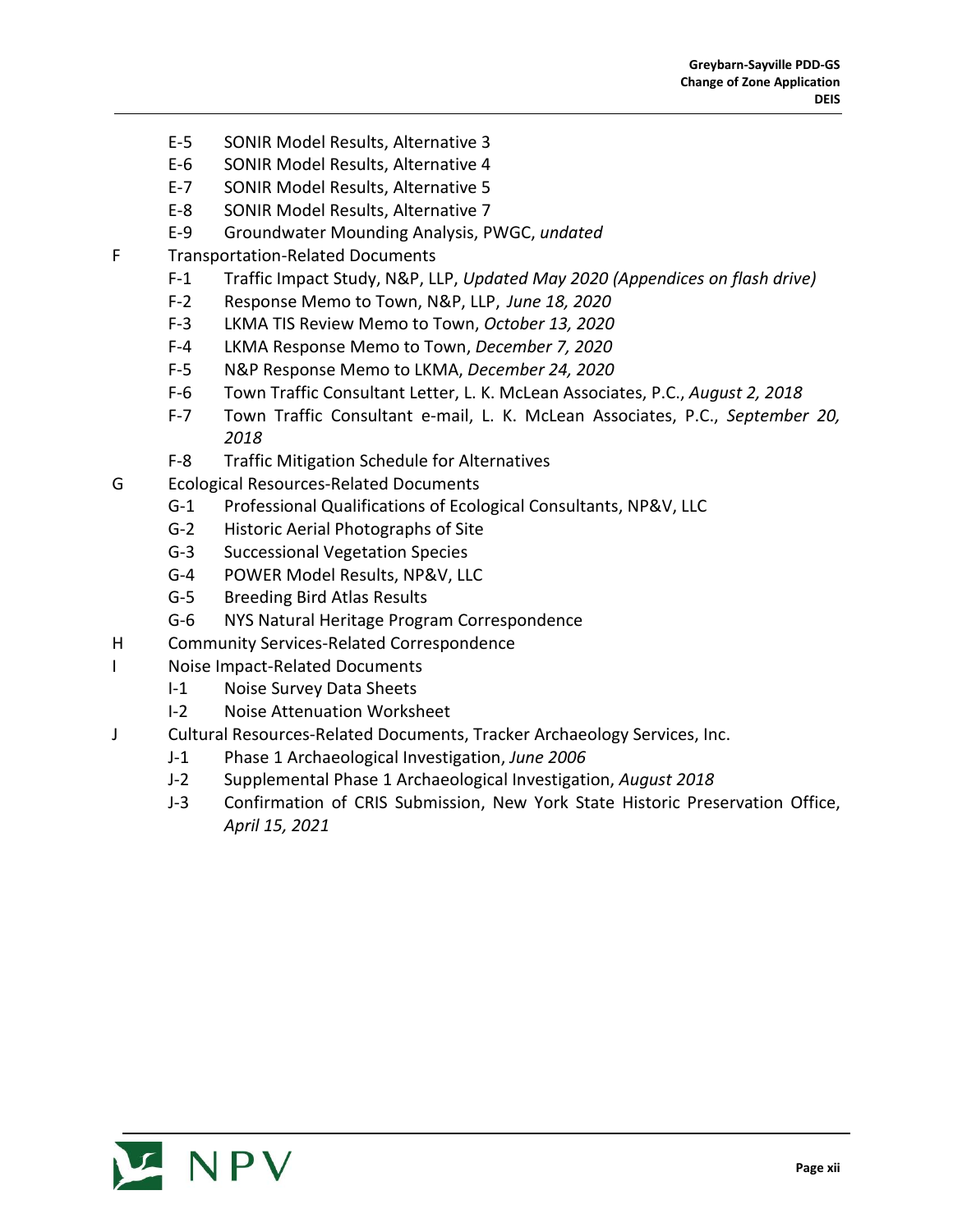- E-5 SONIR Model Results, Alternative 3
- E-6 SONIR Model Results, Alternative 4
- E-7 SONIR Model Results, Alternative 5
- E-8 SONIR Model Results, Alternative 7
- E-9 Groundwater Mounding Analysis, PWGC, *undated*

F Transportation-Related Documents

- F-1 Traffic Impact Study, N&P, LLP, *Updated May 2020 (Appendices on flash drive)*
- F-2 Response Memo to Town, N&P, LLP, *June 18, 2020*
- F-3 LKMA TIS Review Memo to Town, *October 13, 2020*
- F-4 LKMA Response Memo to Town, *December 7, 2020*
- F-5 N&P Response Memo to LKMA, *December 24, 2020*
- F-6 Town Traffic Consultant Letter, L. K. McLean Associates, P.C., *August 2, 2018*
- F-7 Town Traffic Consultant e-mail, L. K. McLean Associates, P.C., *September 20, 2018*
- F-8 Traffic Mitigation Schedule for Alternatives

G Ecological Resources-Related Documents

- G-1 Professional Qualifications of Ecological Consultants, NP&V, LLC
- G-2 Historic Aerial Photographs of Site
- G-3 Successional Vegetation Species
- G-4 POWER Model Results, NP&V, LLC
- G-5 Breeding Bird Atlas Results
- G-6 NYS Natural Heritage Program Correspondence

H Community Services-Related Correspondence

I Noise Impact-Related Documents

- I-1 Noise Survey Data Sheets
- I-2 Noise Attenuation Worksheet

J Cultural Resources-Related Documents, Tracker Archaeology Services, Inc.

- J-1 Phase 1 Archaeological Investigation, *June 2006*
- J-2 Supplemental Phase 1 Archaeological Investigation, *August 2018*
- J-3 Confirmation of CRIS Submission, New York State Historic Preservation Office, *April 15, 2021*